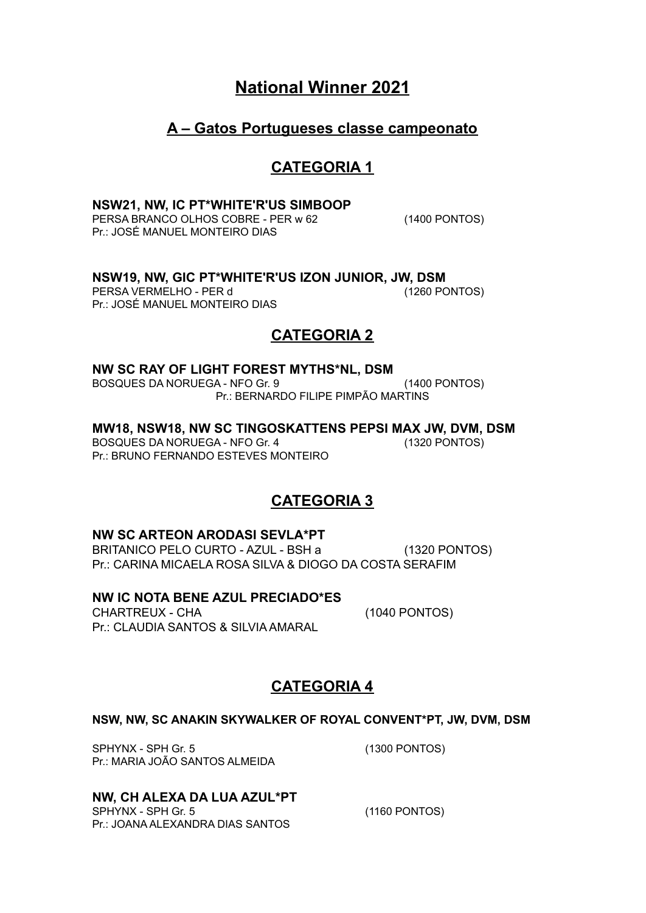# National Winner 2021

## A – Gatos Portugueses classe campeonato

### CATEGORIA 1

**NSW21, NW, IC PT*WHITE'R'US SIMBOOP**
PERSA BRANCO OLHOS COBRE - PER w 62 (1400 PONTOS)
Pr.: JOSÉ MANUEL MONTEIRO DIAS

**NSW19, NW, GIC PT*WHITE'R'US IZON JUNIOR, JW, DSM**
PERSA VERMELHO - PER d (1260 PONTOS)
Pr.: JOSÉ MANUEL MONTEIRO DIAS

### CATEGORIA 2

**NW SC RAY OF LIGHT FOREST MYTHS*NL, DSM**
BOSQUES DA NORUEGA - NFO Gr. 9 (1400 PONTOS)
Pr.: BERNARDO FILIPE PIMPÃO MARTINS

**MW18, NSW18, NW SC TINGOSKATTENS PEPSI MAX JW, DVM, DSM**
BOSQUES DA NORUEGA - NFO Gr. 4 (1320 PONTOS)
Pr.: BRUNO FERNANDO ESTEVES MONTEIRO

### CATEGORIA 3

**NW SC ARTEON ARODASI SEVLA*PT**
BRITANICO PELO CURTO - AZUL - BSH a (1320 PONTOS)
Pr.: CARINA MICAELA ROSA SILVA & DIOGO DA COSTA SERAFIM

**NW IC NOTA BENE AZUL PRECIADO*ES**
CHARTREUX - CHA (1040 PONTOS)
Pr.: CLAUDIA SANTOS & SILVIA AMARAL

### CATEGORIA 4

**NSW, NW, SC ANAKIN SKYWALKER OF ROYAL CONVENT*PT, JW, DVM, DSM**

SPHYNX - SPH Gr. 5 (1300 PONTOS)
Pr.: MARIA JOÃO SANTOS ALMEIDA

**NW, CH ALEXA DA LUA AZUL*PT**
SPHYNX - SPH Gr. 5 (1160 PONTOS)
Pr.: JOANA ALEXANDRA DIAS SANTOS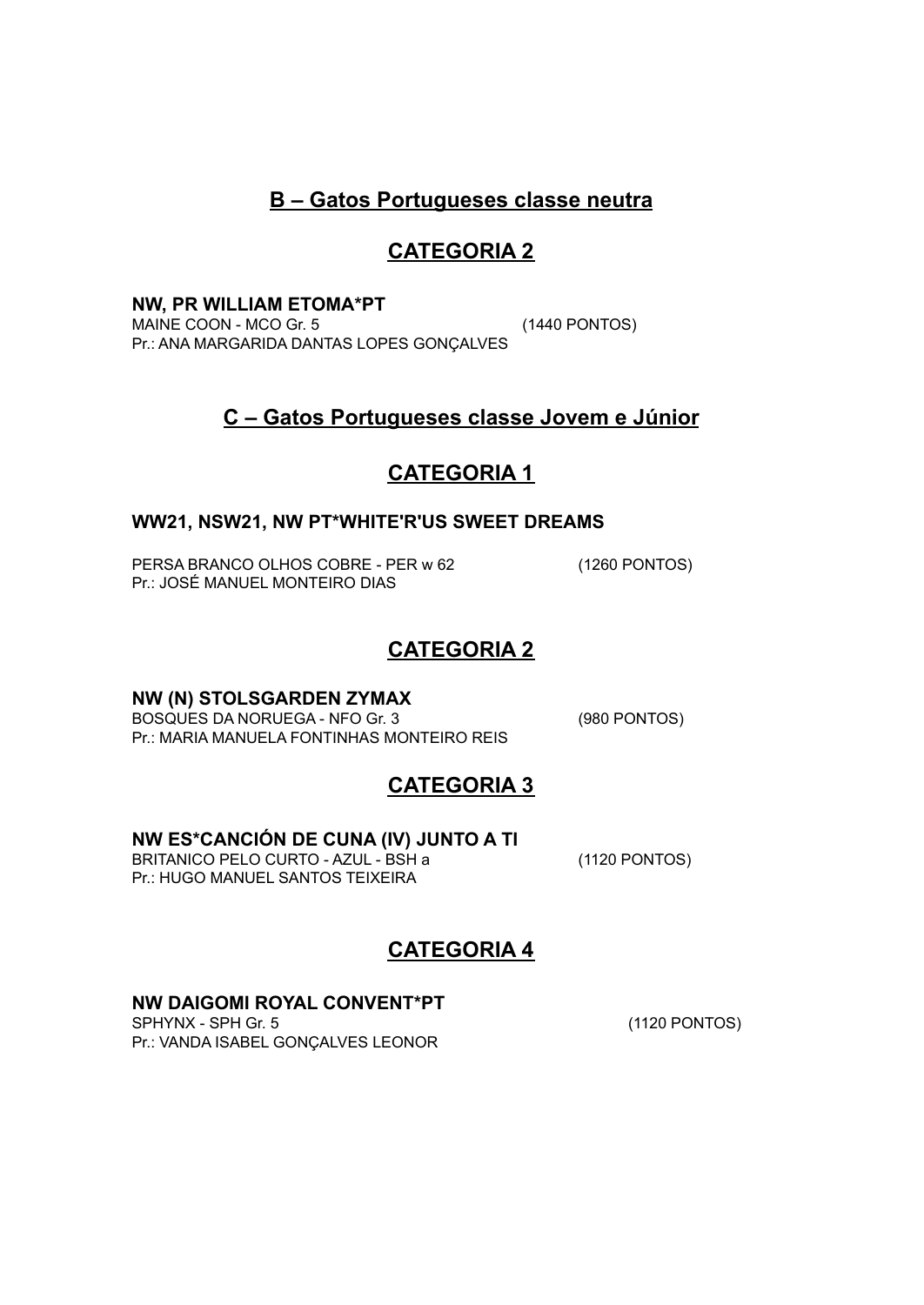## B – Gatos Portugueses classe neutra

## CATEGORIA 2

**NW, PR WILLIAM ETOMA*PT**
MAINE COON - MCO Gr. 5 (1440 PONTOS)
Pr.: ANA MARGARIDA DANTAS LOPES GONÇALVES

## C – Gatos Portugueses classe Jovem e Júnior

## CATEGORIA 1

**WW21, NSW21, NW PT*WHITE'R'US SWEET DREAMS**

PERSA BRANCO OLHOS COBRE - PER w 62 (1260 PONTOS)
Pr.: JOSÉ MANUEL MONTEIRO DIAS

## CATEGORIA 2

**NW (N) STOLSGARDEN ZYMAX**
BOSQUES DA NORUEGA - NFO Gr. 3 (980 PONTOS)
Pr.: MARIA MANUELA FONTINHAS MONTEIRO REIS

## CATEGORIA 3

**NW ES*CANCIÓN DE CUNA (IV) JUNTO A TI**
BRITANICO PELO CURTO - AZUL - BSH a (1120 PONTOS)
Pr.: HUGO MANUEL SANTOS TEIXEIRA

## CATEGORIA 4

**NW DAIGOMI ROYAL CONVENT*PT**
SPHYNX - SPH Gr. 5 (1120 PONTOS)
Pr.: VANDA ISABEL GONÇALVES LEONOR